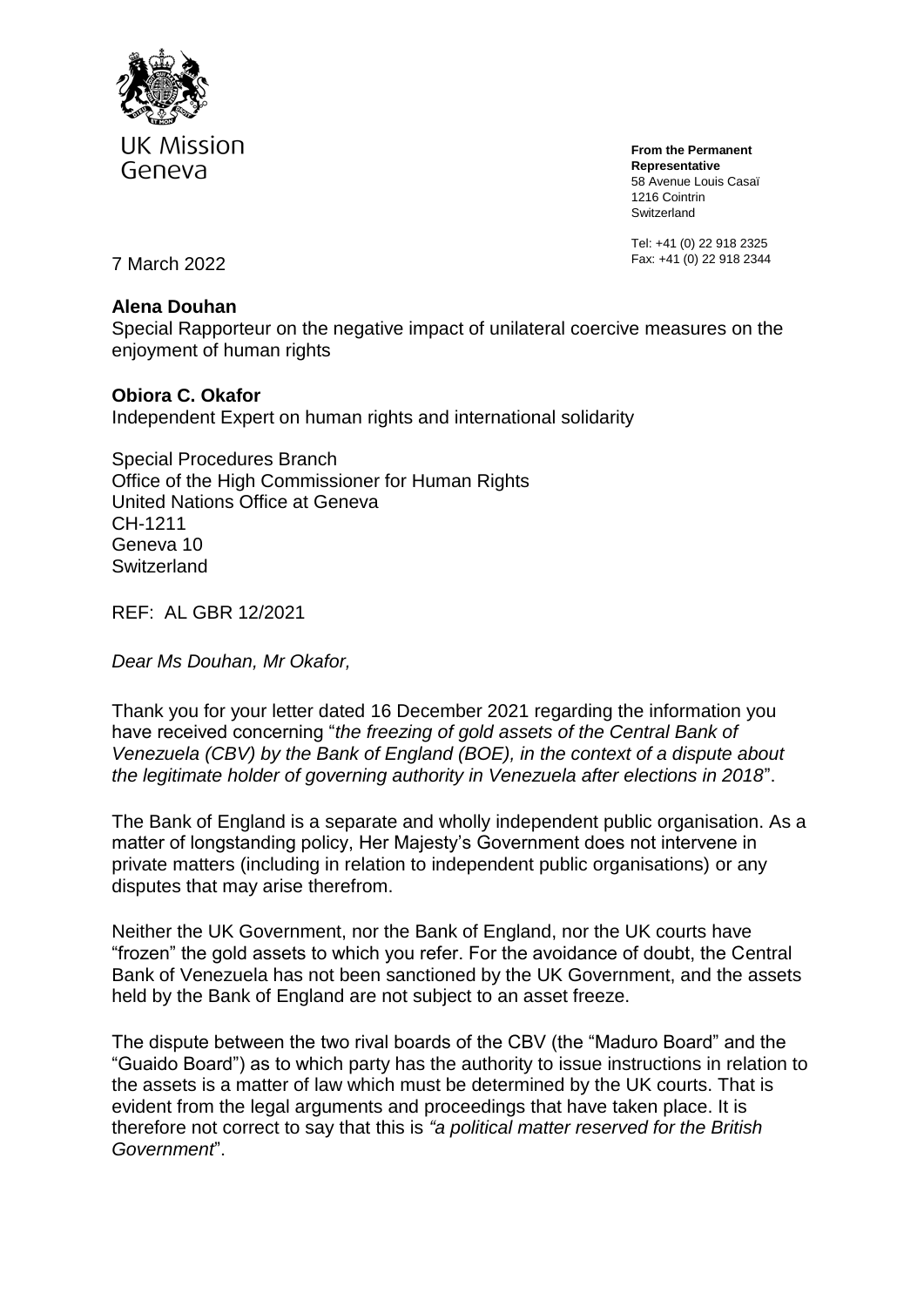UK Mission
Geneva

**From the Permanent Representative**
58 Avenue Louis Casaï
1216 Cointrin
Switzerland

Tel: +41 (0) 22 918 2325
Fax: +41 (0) 22 918 2344

7 March 2022

**Alena Douhan**
Special Rapporteur on the negative impact of unilateral coercive measures on the enjoyment of human rights

**Obiora C. Okafor**
Independent Expert on human rights and international solidarity

Special Procedures Branch
Office of the High Commissioner for Human Rights
United Nations Office at Geneva
CH-1211
Geneva 10
Switzerland

REF: AL GBR 12/2021

*Dear Ms Douhan, Mr Okafor,*

Thank you for your letter dated 16 December 2021 regarding the information you have received concerning "*the freezing of gold assets of the Central Bank of Venezuela (CBV) by the Bank of England (BOE), in the context of a dispute about the legitimate holder of governing authority in Venezuela after elections in 2018*".

The Bank of England is a separate and wholly independent public organisation. As a matter of longstanding policy, Her Majesty's Government does not intervene in private matters (including in relation to independent public organisations) or any disputes that may arise therefrom.

Neither the UK Government, nor the Bank of England, nor the UK courts have "frozen" the gold assets to which you refer. For the avoidance of doubt, the Central Bank of Venezuela has not been sanctioned by the UK Government, and the assets held by the Bank of England are not subject to an asset freeze.

The dispute between the two rival boards of the CBV (the "Maduro Board" and the "Guaido Board") as to which party has the authority to issue instructions in relation to the assets is a matter of law which must be determined by the UK courts. That is evident from the legal arguments and proceedings that have taken place. It is therefore not correct to say that this is *"a political matter reserved for the British Government*".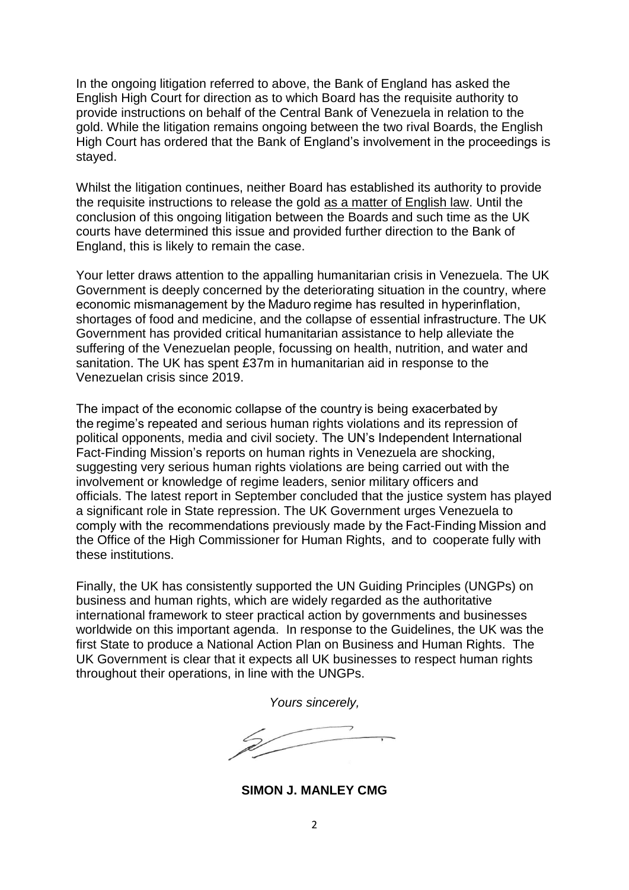In the ongoing litigation referred to above, the Bank of England has asked the English High Court for direction as to which Board has the requisite authority to provide instructions on behalf of the Central Bank of Venezuela in relation to the gold. While the litigation remains ongoing between the two rival Boards, the English High Court has ordered that the Bank of England's involvement in the proceedings is stayed.

Whilst the litigation continues, neither Board has established its authority to provide the requisite instructions to release the gold as a matter of English law. Until the conclusion of this ongoing litigation between the Boards and such time as the UK courts have determined this issue and provided further direction to the Bank of England, this is likely to remain the case.

Your letter draws attention to the appalling humanitarian crisis in Venezuela. The UK Government is deeply concerned by the deteriorating situation in the country, where economic mismanagement by the Maduro regime has resulted in hyperinflation, shortages of food and medicine, and the collapse of essential infrastructure. The UK Government has provided critical humanitarian assistance to help alleviate the suffering of the Venezuelan people, focussing on health, nutrition, and water and sanitation. The UK has spent £37m in humanitarian aid in response to the Venezuelan crisis since 2019.

The impact of the economic collapse of the country is being exacerbated by the regime's repeated and serious human rights violations and its repression of political opponents, media and civil society. The UN's Independent International Fact-Finding Mission's reports on human rights in Venezuela are shocking, suggesting very serious human rights violations are being carried out with the involvement or knowledge of regime leaders, senior military officers and officials. The latest report in September concluded that the justice system has played a significant role in State repression. The UK Government urges Venezuela to comply with the recommendations previously made by the Fact-Finding Mission and the Office of the High Commissioner for Human Rights, and to cooperate fully with these institutions.

Finally, the UK has consistently supported the UN Guiding Principles (UNGPs) on business and human rights, which are widely regarded as the authoritative international framework to steer practical action by governments and businesses worldwide on this important agenda. In response to the Guidelines, the UK was the first State to produce a National Action Plan on Business and Human Rights. The UK Government is clear that it expects all UK businesses to respect human rights throughout their operations, in line with the UNGPs.

*Yours sincerely,*

**SIMON J. MANLEY CMG**